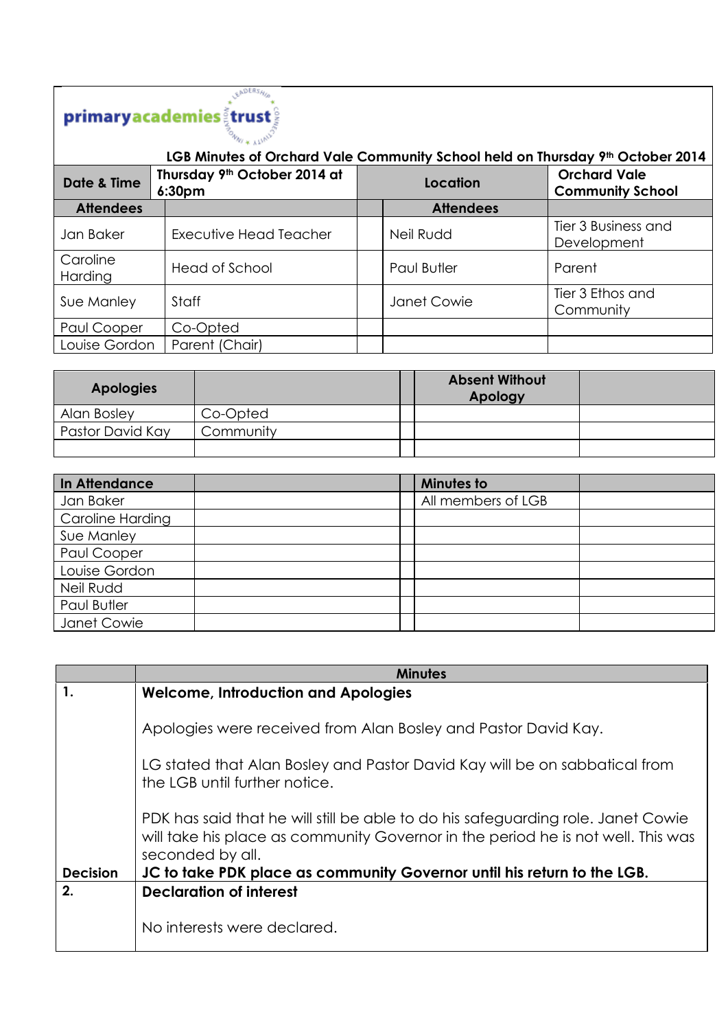primaryacademiestrust

**LGB Minutes of Orchard Vale Community School held on Thursday 9th October 2014**

| **Date & Time** | **Thursday 9th October 2014 at 6:30pm** | | **Location** | **Orchard Vale Community School** |
|---|---|---|---|---|
| **Attendees** | | | **Attendees** | |
| Jan Baker | Executive Head Teacher | | Neil Rudd | Tier 3 Business and Development |
| Caroline Harding | Head of School | | Paul Butler | Parent |
| Sue Manley | Staff | | Janet Cowie | Tier 3 Ethos and Community |
| Paul Cooper | Co-Opted | | | |
| Louise Gordon | Parent (Chair) | | | |

| **Apologies** | | | **Absent Without Apology** | |
|---|---|---|---|---|
| Alan Bosley | Co-Opted | | | |
| Pastor David Kay | Community | | | |
| | | | | |

| **In Attendance** | | | **Minutes to** | |
|---|---|---|---|---|
| Jan Baker | | | All members of LGB | |
| Caroline Harding | | | | |
| Sue Manley | | | | |
| Paul Cooper | | | | |
| Louise Gordon | | | | |
| Neil Rudd | | | | |
| Paul Butler | | | | |
| Janet Cowie | | | | |

| | **Minutes** |
|---|---|
| **1.** | **Welcome, Introduction and Apologies**<br><br>Apologies were received from Alan Bosley and Pastor David Kay.<br><br>LG stated that Alan Bosley and Pastor David Kay will be on sabbatical from the LGB until further notice.<br><br>PDK has said that he will still be able to do his safeguarding role. Janet Cowie will take his place as community Governor in the period he is not well. This was seconded by all. |
| **Decision** | **JC to take PDK place as community Governor until his return to the LGB.** |
| **2.** | **Declaration of interest**<br><br>No interests were declared. |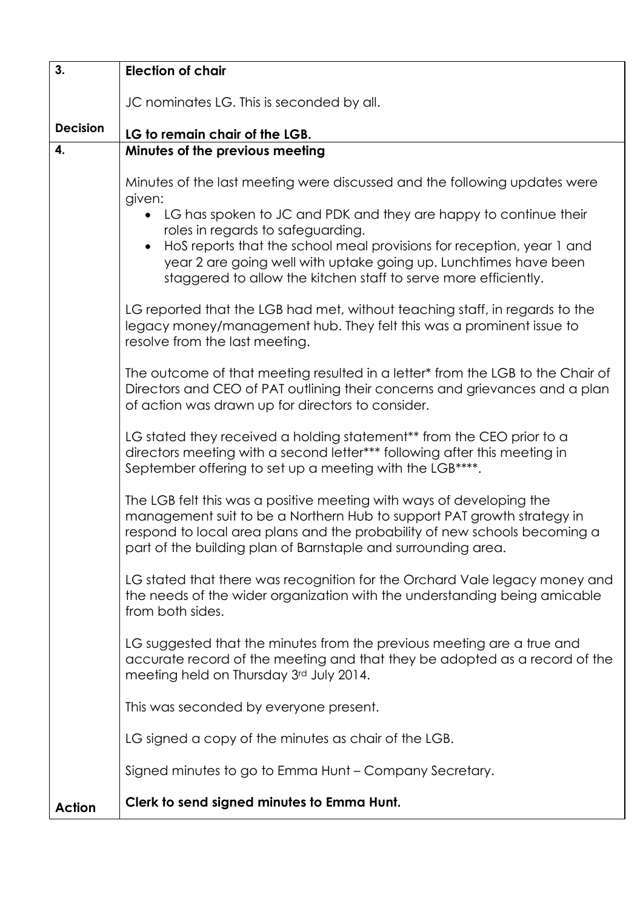| 3. | **Election of chair** |
|---|---|
| | JC nominates LG. This is seconded by all. |
| **Decision** | **LG to remain chair of the LGB.** |
| **4.** | **Minutes of the previous meeting** |
| | Minutes of the last meeting were discussed and the following updates were given:<br>• LG has spoken to JC and PDK and they are happy to continue their roles in regards to safeguarding.<br>• HoS reports that the school meal provisions for reception, year 1 and year 2 are going well with uptake going up. Lunchtimes have been staggered to allow the kitchen staff to serve more efficiently.<br><br>LG reported that the LGB had met, without teaching staff, in regards to the legacy money/management hub. They felt this was a prominent issue to resolve from the last meeting.<br><br>The outcome of that meeting resulted in a letter* from the LGB to the Chair of Directors and CEO of PAT outlining their concerns and grievances and a plan of action was drawn up for directors to consider.<br><br>LG stated they received a holding statement** from the CEO prior to a directors meeting with a second letter*** following after this meeting in September offering to set up a meeting with the LGB****.<br><br>The LGB felt this was a positive meeting with ways of developing the management suit to be a Northern Hub to support PAT growth strategy in respond to local area plans and the probability of new schools becoming a part of the building plan of Barnstaple and surrounding area.<br><br>LG stated that there was recognition for the Orchard Vale legacy money and the needs of the wider organization with the understanding being amicable from both sides.<br><br>LG suggested that the minutes from the previous meeting are a true and accurate record of the meeting and that they be adopted as a record of the meeting held on Thursday 3rd July 2014.<br><br>This was seconded by everyone present.<br><br>LG signed a copy of the minutes as chair of the LGB.<br><br>Signed minutes to go to Emma Hunt – Company Secretary. |
| **Action** | **Clerk to send signed minutes to Emma Hunt.** |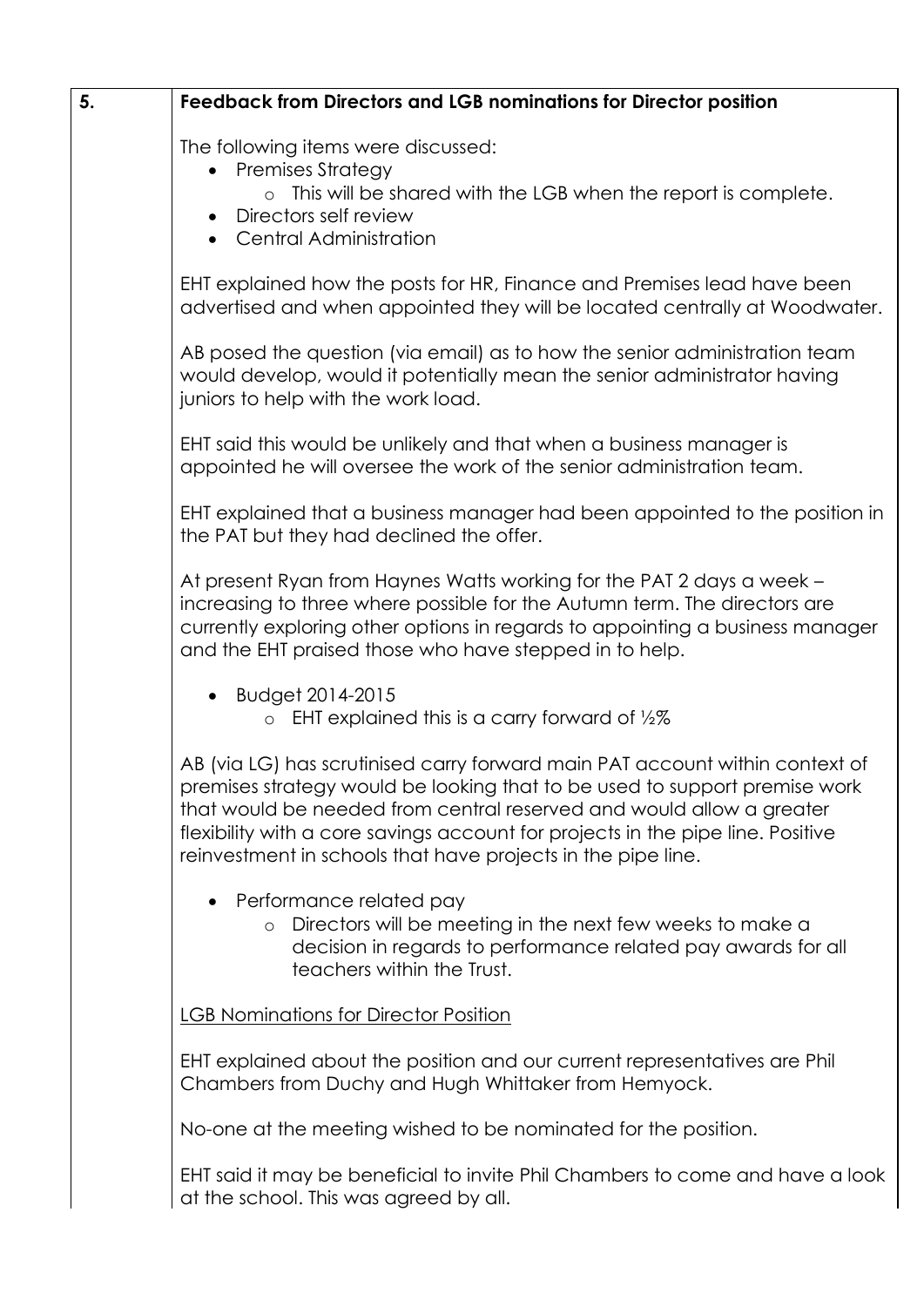| 5. | **Feedback from Directors and LGB nominations for Director position** |
|---|---|

The following items were discussed:

- Premises Strategy
  - This will be shared with the LGB when the report is complete.
- Directors self review
- Central Administration

EHT explained how the posts for HR, Finance and Premises lead have been advertised and when appointed they will be located centrally at Woodwater.

AB posed the question (via email) as to how the senior administration team would develop, would it potentially mean the senior administrator having juniors to help with the work load.

EHT said this would be unlikely and that when a business manager is appointed he will oversee the work of the senior administration team.

EHT explained that a business manager had been appointed to the position in the PAT but they had declined the offer.

At present Ryan from Haynes Watts working for the PAT 2 days a week – increasing to three where possible for the Autumn term. The directors are currently exploring other options in regards to appointing a business manager and the EHT praised those who have stepped in to help.

- Budget 2014-2015
  - EHT explained this is a carry forward of ½%

AB (via LG) has scrutinised carry forward main PAT account within context of premises strategy would be looking that to be used to support premise work that would be needed from central reserved and would allow a greater flexibility with a core savings account for projects in the pipe line. Positive reinvestment in schools that have projects in the pipe line.

- Performance related pay
  - Directors will be meeting in the next few weeks to make a decision in regards to performance related pay awards for all teachers within the Trust.

<u>LGB Nominations for Director Position</u>

EHT explained about the position and our current representatives are Phil Chambers from Duchy and Hugh Whittaker from Hemyock.

No-one at the meeting wished to be nominated for the position.

EHT said it may be beneficial to invite Phil Chambers to come and have a look at the school. This was agreed by all.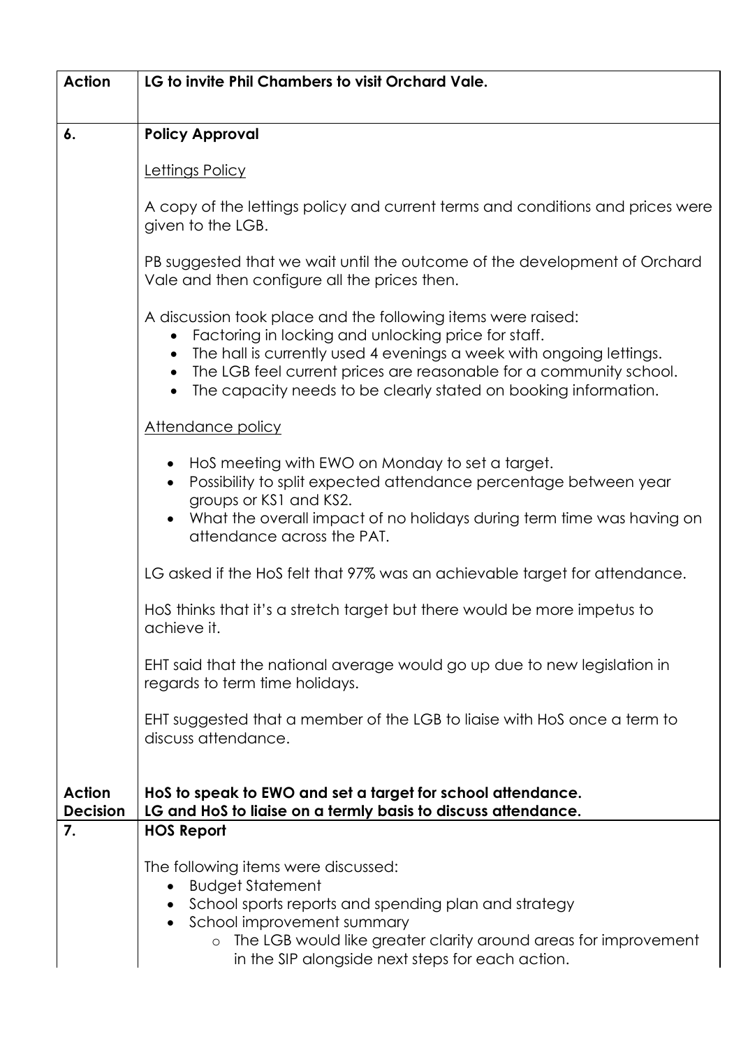| Action | LG to invite Phil Chambers to visit Orchard Vale. |
|---|---|
| **6.** | **Policy Approval** |

<u>Lettings Policy</u>

A copy of the lettings policy and current terms and conditions and prices were given to the LGB.

PB suggested that we wait until the outcome of the development of Orchard Vale and then configure all the prices then.

A discussion took place and the following items were raised:

- Factoring in locking and unlocking price for staff.
- The hall is currently used 4 evenings a week with ongoing lettings.
- The LGB feel current prices are reasonable for a community school.
- The capacity needs to be clearly stated on booking information.

<u>Attendance policy</u>

- HoS meeting with EWO on Monday to set a target.
- Possibility to split expected attendance percentage between year groups or KS1 and KS2.
- What the overall impact of no holidays during term time was having on attendance across the PAT.

LG asked if the HoS felt that 97% was an achievable target for attendance.

HoS thinks that it's a stretch target but there would be more impetus to achieve it.

EHT said that the national average would go up due to new legislation in regards to term time holidays.

EHT suggested that a member of the LGB to liaise with HoS once a term to discuss attendance.

**Action Decision**

**HoS to speak to EWO and set a target for school attendance.**
**LG and HoS to liaise on a termly basis to discuss attendance.**

**7. HOS Report**

The following items were discussed:

- Budget Statement
- School sports reports and spending plan and strategy
- School improvement summary
  - The LGB would like greater clarity around areas for improvement in the SIP alongside next steps for each action.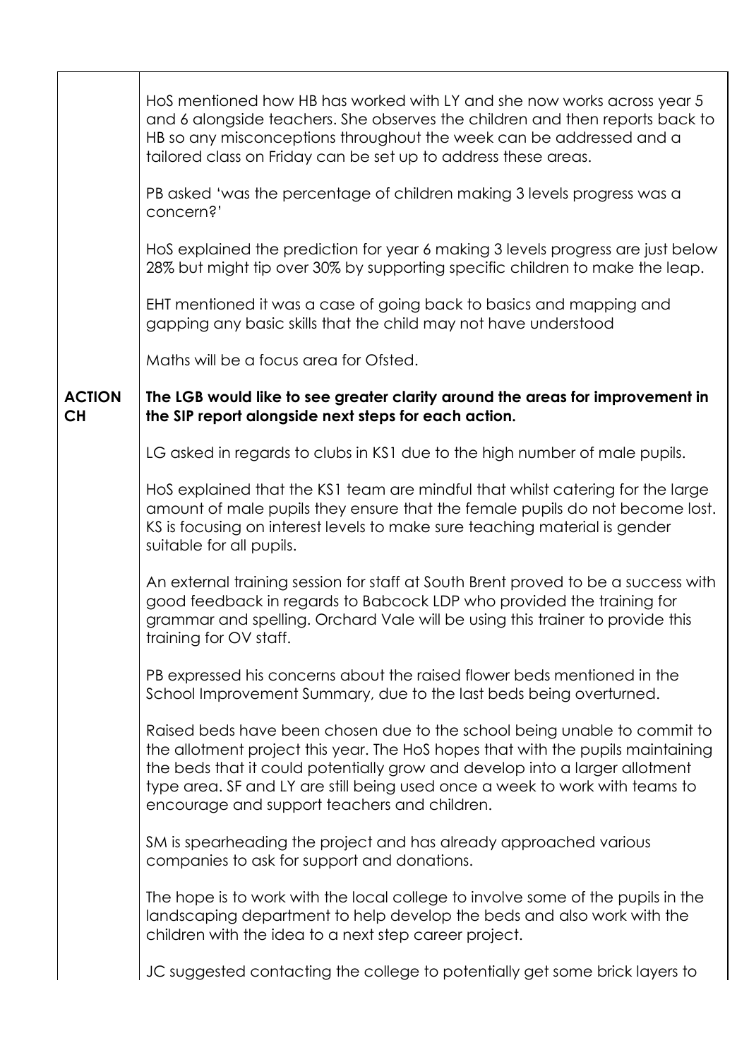HoS mentioned how HB has worked with LY and she now works across year 5 and 6 alongside teachers. She observes the children and then reports back to HB so any misconceptions throughout the week can be addressed and a tailored class on Friday can be set up to address these areas.

PB asked 'was the percentage of children making 3 levels progress was a concern?'

HoS explained the prediction for year 6 making 3 levels progress are just below 28% but might tip over 30% by supporting specific children to make the leap.

EHT mentioned it was a case of going back to basics and mapping and gapping any basic skills that the child may not have understood

Maths will be a focus area for Ofsted.

**ACTION CH** — **The LGB would like to see greater clarity around the areas for improvement in the SIP report alongside next steps for each action.**

LG asked in regards to clubs in KS1 due to the high number of male pupils.

HoS explained that the KS1 team are mindful that whilst catering for the large amount of male pupils they ensure that the female pupils do not become lost. KS is focusing on interest levels to make sure teaching material is gender suitable for all pupils.

An external training session for staff at South Brent proved to be a success with good feedback in regards to Babcock LDP who provided the training for grammar and spelling. Orchard Vale will be using this trainer to provide this training for OV staff.

PB expressed his concerns about the raised flower beds mentioned in the School Improvement Summary, due to the last beds being overturned.

Raised beds have been chosen due to the school being unable to commit to the allotment project this year. The HoS hopes that with the pupils maintaining the beds that it could potentially grow and develop into a larger allotment type area. SF and LY are still being used once a week to work with teams to encourage and support teachers and children.

SM is spearheading the project and has already approached various companies to ask for support and donations.

The hope is to work with the local college to involve some of the pupils in the landscaping department to help develop the beds and also work with the children with the idea to a next step career project.

JC suggested contacting the college to potentially get some brick layers to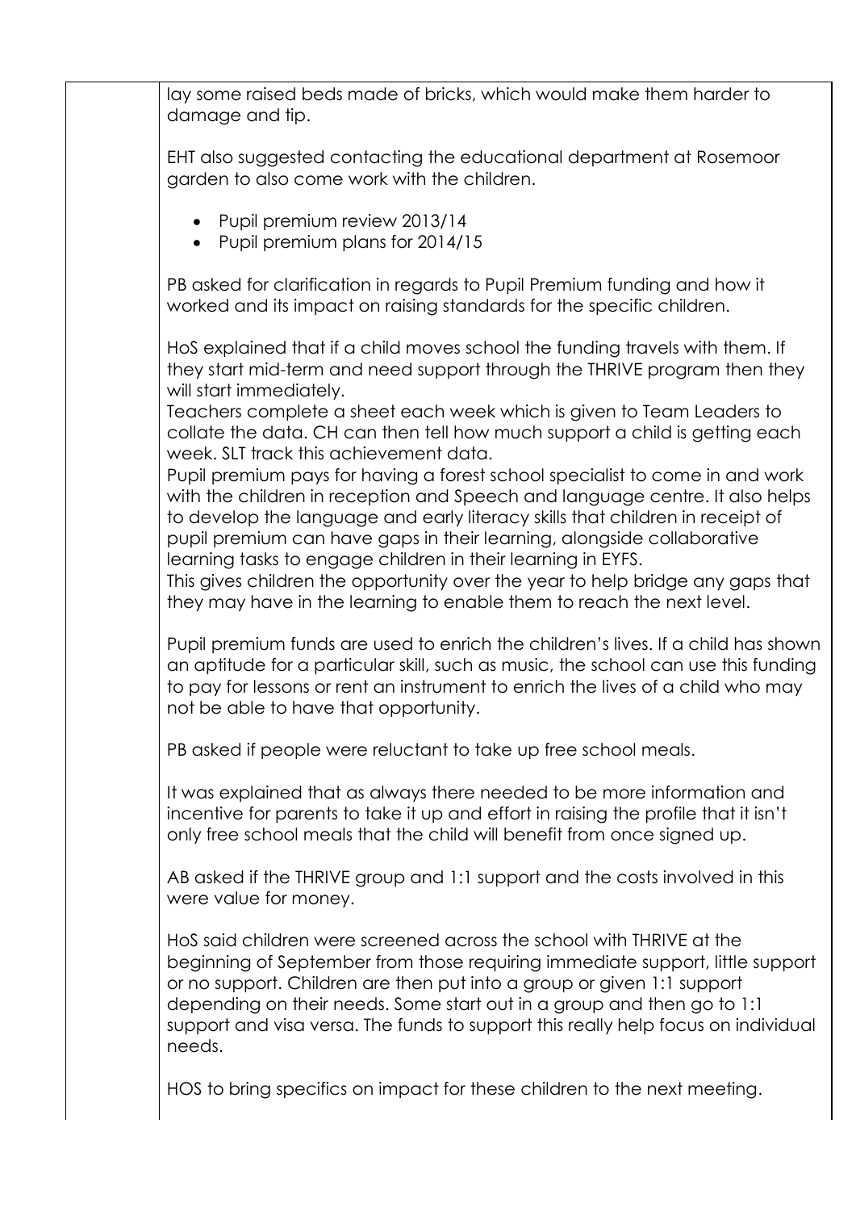lay some raised beds made of bricks, which would make them harder to damage and tip.

EHT also suggested contacting the educational department at Rosemoor garden to also come work with the children.

- Pupil premium review 2013/14
- Pupil premium plans for 2014/15

PB asked for clarification in regards to Pupil Premium funding and how it worked and its impact on raising standards for the specific children.

HoS explained that if a child moves school the funding travels with them. If they start mid-term and need support through the THRIVE program then they will start immediately.
Teachers complete a sheet each week which is given to Team Leaders to collate the data. CH can then tell how much support a child is getting each week. SLT track this achievement data.
Pupil premium pays for having a forest school specialist to come in and work with the children in reception and Speech and language centre. It also helps to develop the language and early literacy skills that children in receipt of pupil premium can have gaps in their learning, alongside collaborative learning tasks to engage children in their learning in EYFS.
This gives children the opportunity over the year to help bridge any gaps that they may have in the learning to enable them to reach the next level.

Pupil premium funds are used to enrich the children's lives. If a child has shown an aptitude for a particular skill, such as music, the school can use this funding to pay for lessons or rent an instrument to enrich the lives of a child who may not be able to have that opportunity.

PB asked if people were reluctant to take up free school meals.

It was explained that as always there needed to be more information and incentive for parents to take it up and effort in raising the profile that it isn't only free school meals that the child will benefit from once signed up.

AB asked if the THRIVE group and 1:1 support and the costs involved in this were value for money.

HoS said children were screened across the school with THRIVE at the beginning of September from those requiring immediate support, little support or no support. Children are then put into a group or given 1:1 support depending on their needs. Some start out in a group and then go to 1:1 support and visa versa. The funds to support this really help focus on individual needs.

HOS to bring specifics on impact for these children to the next meeting.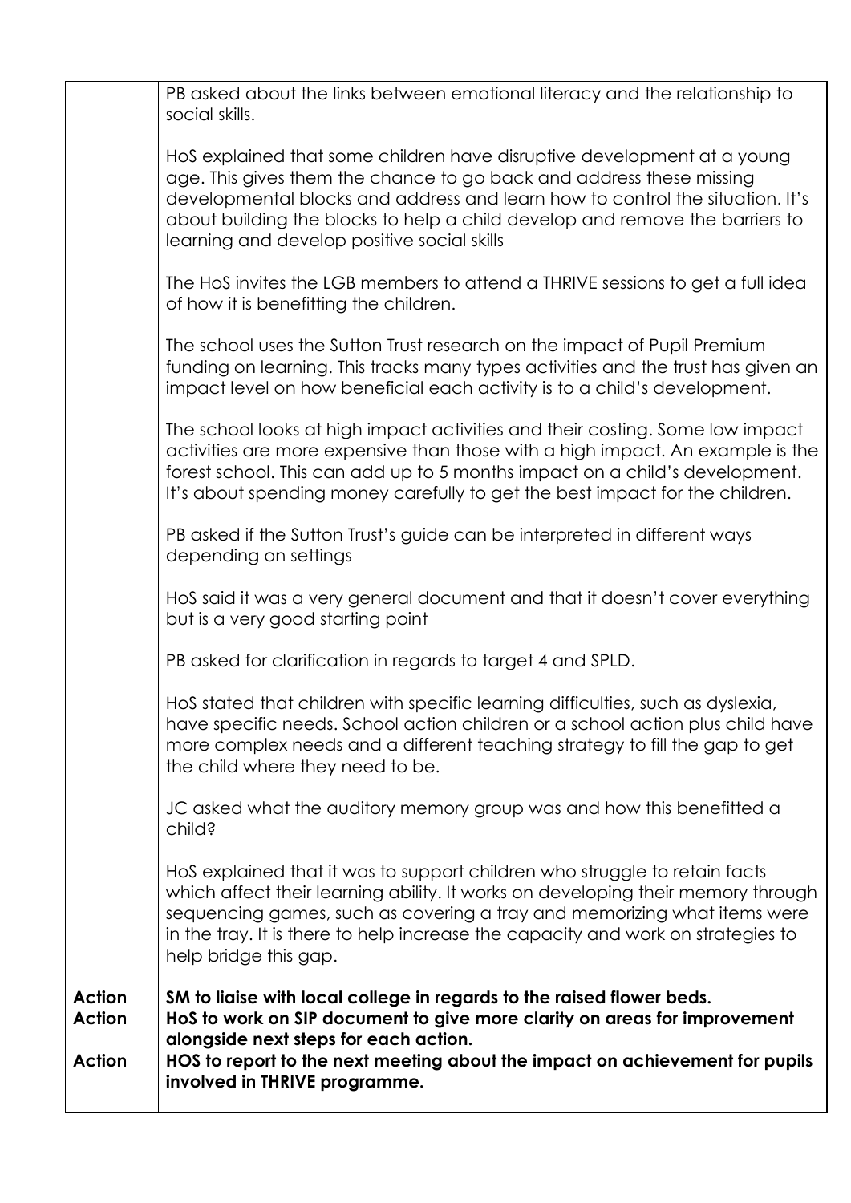PB asked about the links between emotional literacy and the relationship to social skills.

HoS explained that some children have disruptive development at a young age. This gives them the chance to go back and address these missing developmental blocks and address and learn how to control the situation. It's about building the blocks to help a child develop and remove the barriers to learning and develop positive social skills

The HoS invites the LGB members to attend a THRIVE sessions to get a full idea of how it is benefitting the children.

The school uses the Sutton Trust research on the impact of Pupil Premium funding on learning. This tracks many types activities and the trust has given an impact level on how beneficial each activity is to a child's development.

The school looks at high impact activities and their costing. Some low impact activities are more expensive than those with a high impact. An example is the forest school. This can add up to 5 months impact on a child's development. It's about spending money carefully to get the best impact for the children.

PB asked if the Sutton Trust's guide can be interpreted in different ways depending on settings

HoS said it was a very general document and that it doesn't cover everything but is a very good starting point

PB asked for clarification in regards to target 4 and SPLD.

HoS stated that children with specific learning difficulties, such as dyslexia, have specific needs. School action children or a school action plus child have more complex needs and a different teaching strategy to fill the gap to get the child where they need to be.

JC asked what the auditory memory group was and how this benefitted a child?

HoS explained that it was to support children who struggle to retain facts which affect their learning ability. It works on developing their memory through sequencing games, such as covering a tray and memorizing what items were in the tray. It is there to help increase the capacity and work on strategies to help bridge this gap.

| | |
|---|---|
| **Action** | **SM to liaise with local college in regards to the raised flower beds.** |
| **Action** | **HoS to work on SIP document to give more clarity on areas for improvement alongside next steps for each action.** |
| **Action** | **HOS to report to the next meeting about the impact on achievement for pupils involved in THRIVE programme.** |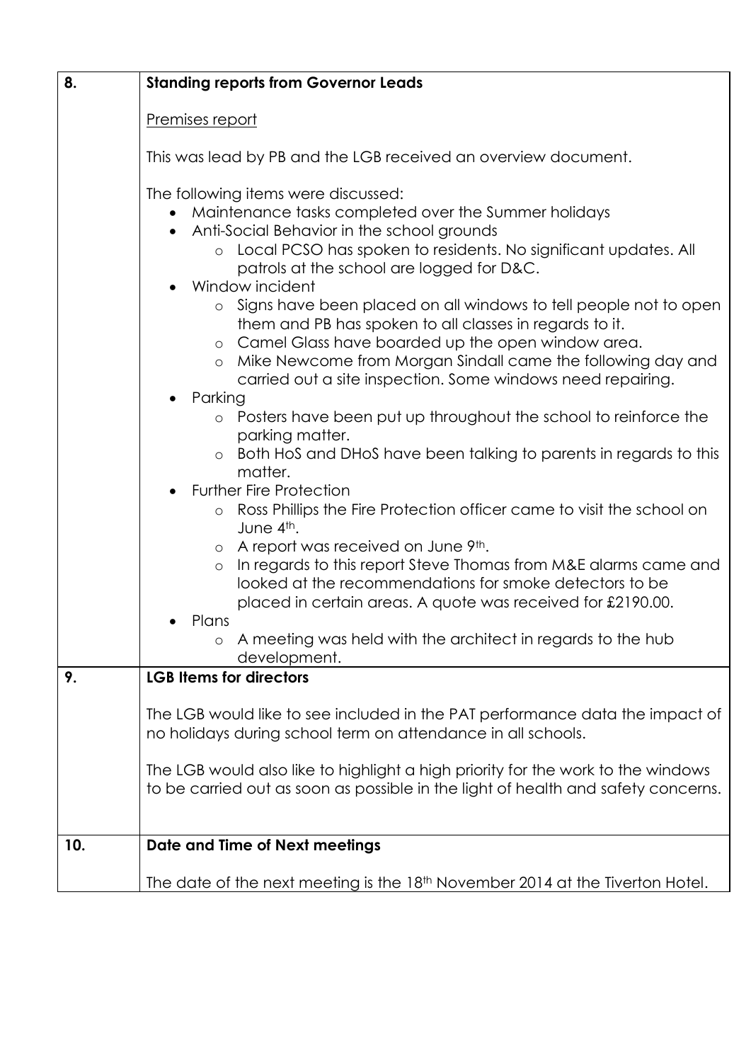| | |
|---|---|
| 8. | **Standing reports from Governor Leads**<br><br><u>Premises report</u><br><br>This was lead by PB and the LGB received an overview document.<br><br>The following items were discussed:<br>• Maintenance tasks completed over the Summer holidays<br>• Anti-Social Behavior in the school grounds<br>  ○ Local PCSO has spoken to residents. No significant updates. All patrols at the school are logged for D&C.<br>• Window incident<br>  ○ Signs have been placed on all windows to tell people not to open them and PB has spoken to all classes in regards to it.<br>  ○ Camel Glass have boarded up the open window area.<br>  ○ Mike Newcome from Morgan Sindall came the following day and carried out a site inspection. Some windows need repairing.<br>• Parking<br>  ○ Posters have been put up throughout the school to reinforce the parking matter.<br>  ○ Both HoS and DHoS have been talking to parents in regards to this matter.<br>• Further Fire Protection<br>  ○ Ross Phillips the Fire Protection officer came to visit the school on June 4th.<br>  ○ A report was received on June 9th.<br>  ○ In regards to this report Steve Thomas from M&E alarms came and looked at the recommendations for smoke detectors to be placed in certain areas. A quote was received for £2190.00.<br>• Plans<br>  ○ A meeting was held with the architect in regards to the hub development. |
| 9. | **LGB Items for directors**<br><br>The LGB would like to see included in the PAT performance data the impact of no holidays during school term on attendance in all schools.<br><br>The LGB would also like to highlight a high priority for the work to the windows to be carried out as soon as possible in the light of health and safety concerns. |
| 10. | **Date and Time of Next meetings**<br><br>The date of the next meeting is the 18th November 2014 at the Tiverton Hotel. |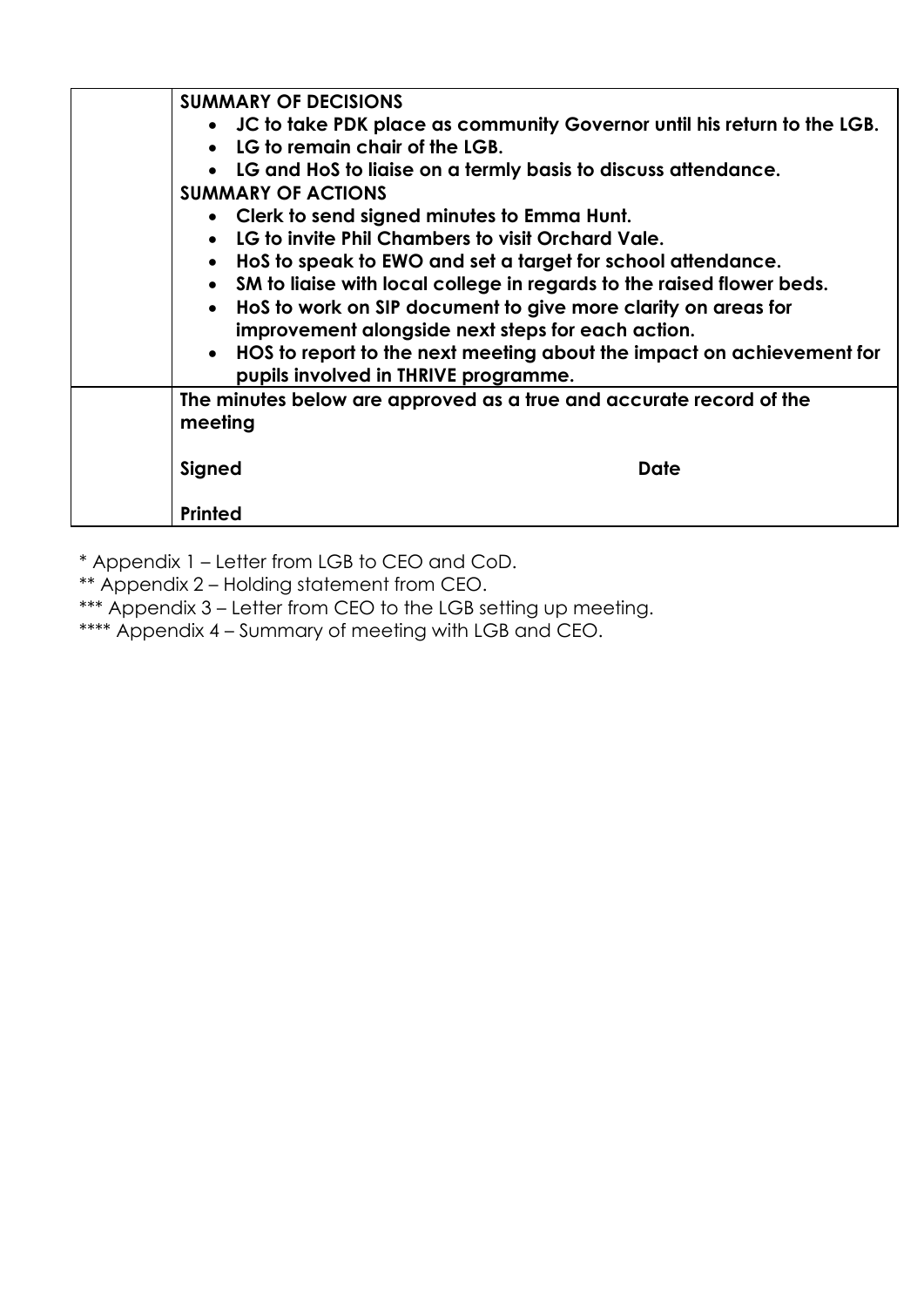| | |
|---|---|
| | **SUMMARY OF DECISIONS**<br>• **JC to take PDK place as community Governor until his return to the LGB.**<br>• **LG to remain chair of the LGB.**<br>• **LG and HoS to liaise on a termly basis to discuss attendance.**<br>**SUMMARY OF ACTIONS**<br>• **Clerk to send signed minutes to Emma Hunt.**<br>• **LG to invite Phil Chambers to visit Orchard Vale.**<br>• **HoS to speak to EWO and set a target for school attendance.**<br>• **SM to liaise with local college in regards to the raised flower beds.**<br>• **HoS to work on SIP document to give more clarity on areas for improvement alongside next steps for each action.**<br>• **HOS to report to the next meeting about the impact on achievement for pupils involved in THRIVE programme.** |
| | **The minutes below are approved as a true and accurate record of the meeting**<br><br>**Signed** **Date**<br><br>**Printed** |

* Appendix 1 – Letter from LGB to CEO and CoD.

** Appendix 2 – Holding statement from CEO.

*** Appendix 3 – Letter from CEO to the LGB setting up meeting.

**** Appendix 4 – Summary of meeting with LGB and CEO.